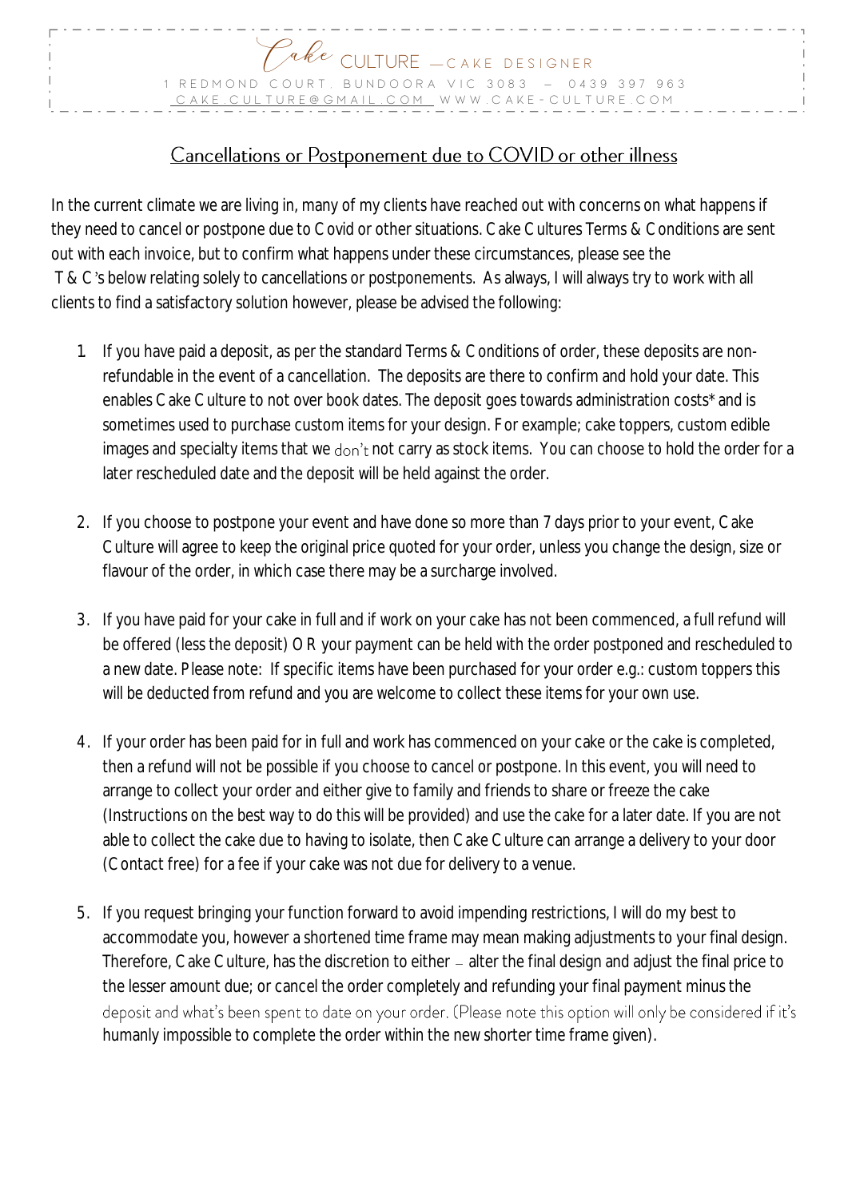Cake CULTURE — CAKE DESIGNER

1 REDMOND COURT, BUNDOORA VIC 3083 – 0439 397 963

CAKE.CULTURE@GMAIL.COM WWW.CAKE-CULTURE.COM

## Cancellations or Postponement due to COVID or other illness

In the current climate we are living in, many of my clients have reached out with concerns on what happens if they need to cancel or postpone due to Covid or other situations. Cake Cultures Terms & Conditions are sent out with each invoice, but to confirm what happens under these circumstances, please see the T & C's below relating solely to cancellations or postponements. As always, I will always try to work with all clients to find a satisfactory solution however, please be advised the following:

1. If you have paid a deposit, as per the standard Terms & Conditions of order, these deposits are non-refundable in the event of a cancellation. The deposits are there to confirm and hold your date. This enables Cake Culture to not over book dates. The deposit goes towards administration costs* and is sometimes used to purchase custom items for your design. For example; cake toppers, custom edible images and specialty items that we don't not carry as stock items. You can choose to hold the order for a later rescheduled date and the deposit will be held against the order.

2. If you choose to postpone your event and have done so more than 7 days prior to your event, Cake Culture will agree to keep the original price quoted for your order, unless you change the design, size or flavour of the order, in which case there may be a surcharge involved.

3. If you have paid for your cake in full and if work on your cake has not been commenced, a full refund will be offered (less the deposit) OR your payment can be held with the order postponed and rescheduled to a new date. Please note: If specific items have been purchased for your order e.g.: custom toppers this will be deducted from refund and you are welcome to collect these items for your own use.

4. If your order has been paid for in full and work has commenced on your cake or the cake is completed, then a refund will not be possible if you choose to cancel or postpone. In this event, you will need to arrange to collect your order and either give to family and friends to share or freeze the cake (Instructions on the best way to do this will be provided) and use the cake for a later date. If you are not able to collect the cake due to having to isolate, then Cake Culture can arrange a delivery to your door (Contact free) for a fee if your cake was not due for delivery to a venue.

5. If you request bringing your function forward to avoid impending restrictions, I will do my best to accommodate you, however a shortened time frame may mean making adjustments to your final design. Therefore, Cake Culture, has the discretion to either – alter the final design and adjust the final price to the lesser amount due; or cancel the order completely and refunding your final payment minus the deposit and what's been spent to date on your order. (Please note this option will only be considered if it's humanly impossible to complete the order within the new shorter time frame given).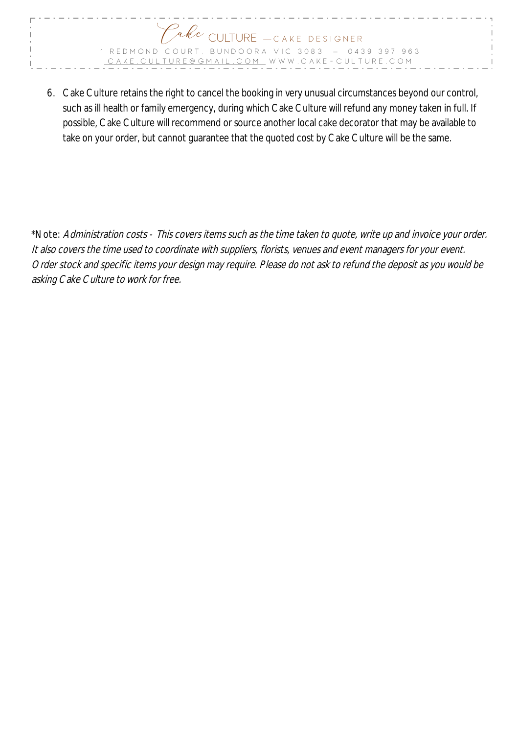6. Cake Culture retains the right to cancel the booking in very unusual circumstances beyond our control, such as ill health or family emergency, during which Cake Culture will refund any money taken in full. If possible, Cake Culture will recommend or source another local cake decorator that may be available to take on your order, but cannot guarantee that the quoted cost by Cake Culture will be the same.

*Note: *Administration costs - This covers items such as the time taken to quote, write up and invoice your order. It also covers the time used to coordinate with suppliers, florists, venues and event managers for your event. Order stock and specific items your design may require. Please do not ask to refund the deposit as you would be asking Cake Culture to work for free.*